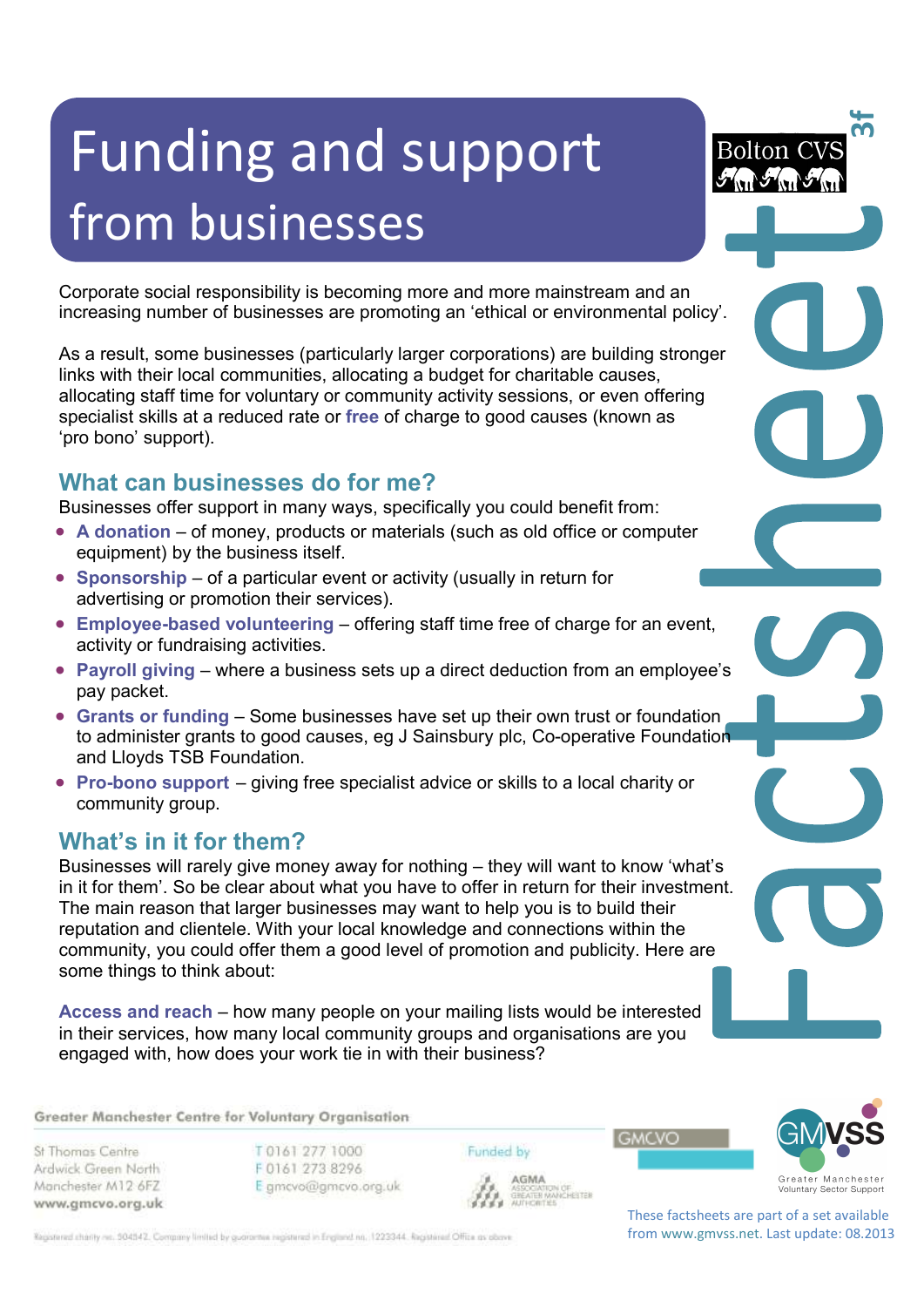# Funding and support from businesses

Corporate social responsibility is becoming more and more mainstream and an increasing number of businesses are promoting an 'ethical or environmental policy'.

As a result, some businesses (particularly larger corporations) are building stronger links with their local communities, allocating a budget for charitable causes, allocating staff time for voluntary or community activity sessions, or even offering specialist skills at a reduced rate or **free** of charge to good causes (known as 'pro bono' support).

## What can businesses do for me?

Businesses offer support in many ways, specifically you could benefit from:

- **A donation** – of money, products or materials (such as old office or computer equipment) by the business itself.
- **Sponsorship** – of a particular event or activity (usually in return for advertising or promotion their services).
- **Employee-based volunteering** – offering staff time free of charge for an event, activity or fundraising activities.
- **Payroll giving** – where a business sets up a direct deduction from an employee's pay packet.
- **Grants or funding** – Some businesses have set up their own trust or foundation to administer grants to good causes, eg J Sainsbury plc, Co-operative Foundation and Lloyds TSB Foundation.
- **Pro-bono support** – giving free specialist advice or skills to a local charity or community group.

## What's in it for them?

Businesses will rarely give money away for nothing – they will want to know 'what's in it for them'. So be clear about what you have to offer in return for their investment. The main reason that larger businesses may want to help you is to build their reputation and clientele. With your local knowledge and connections within the community, you could offer them a good level of promotion and publicity. Here are some things to think about:

**Access and reach** – how many people on your mailing lists would be interested in their services, how many local community groups and organisations are you engaged with, how does your work tie in with their business?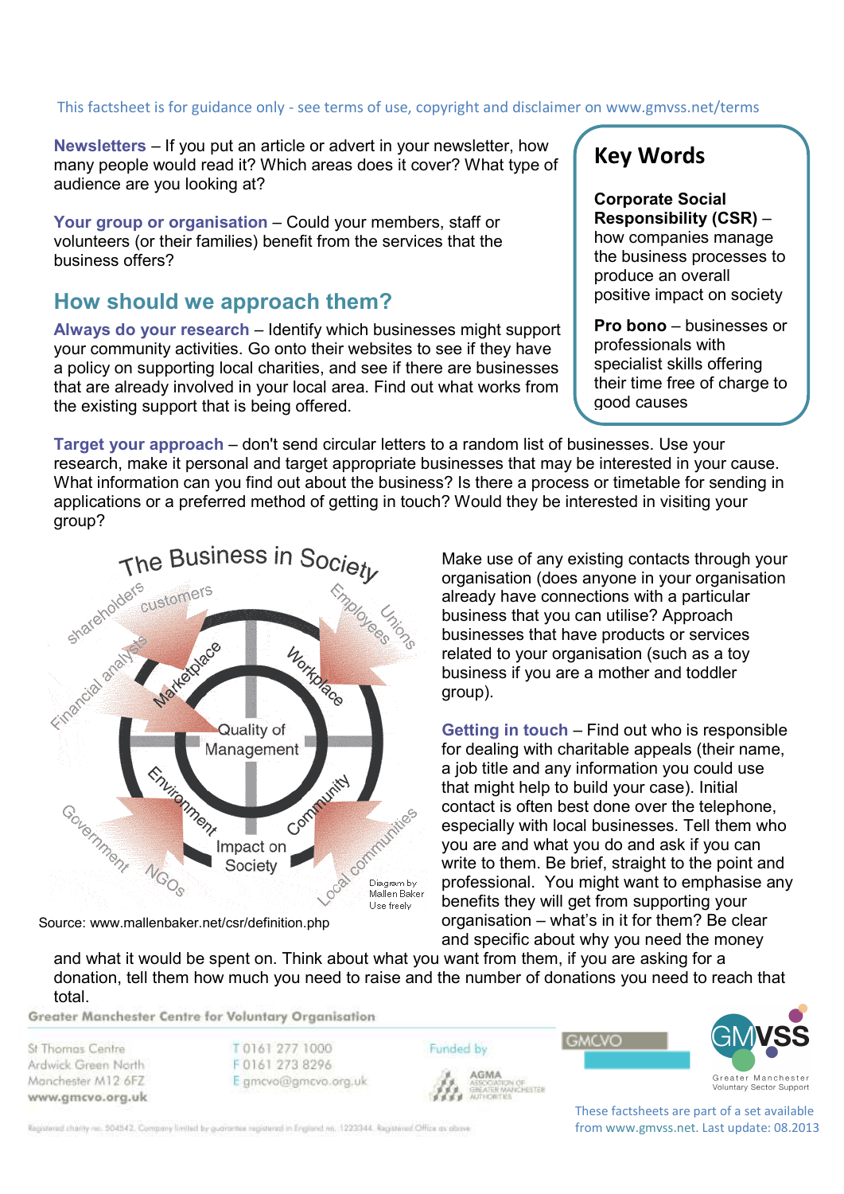This factsheet is for guidance only - see terms of use, copyright and disclaimer on www.gmvss.net/terms

**Newsletters** – If you put an article or advert in your newsletter, how many people would read it? Which areas does it cover? What type of audience are you looking at?

**Your group or organisation** – Could your members, staff or volunteers (or their families) benefit from the services that the business offers?

## How should we approach them?

**Always do your research** – Identify which businesses might support your community activities. Go onto their websites to see if they have a policy on supporting local charities, and see if there are businesses that are already involved in your local area. Find out what works from the existing support that is being offered.

> ### Key Words
>
> **Corporate Social Responsibility (CSR)** – how companies manage the business processes to produce an overall positive impact on society
>
> **Pro bono** – businesses or professionals with specialist skills offering their time free of charge to good causes

**Target your approach** – don't send circular letters to a random list of businesses. Use your research, make it personal and target appropriate businesses that may be interested in your cause. What information can you find out about the business? Is there a process or timetable for sending in applications or a preferred method of getting in touch? Would they be interested in visiting your group?

The Business in Society

Source: www.mallenbaker.net/csr/definition.php

Make use of any existing contacts through your organisation (does anyone in your organisation already have connections with a particular business that you can utilise? Approach businesses that have products or services related to your organisation (such as a toy business if you are a mother and toddler group).

**Getting in touch** – Find out who is responsible for dealing with charitable appeals (their name, a job title and any information you could use that might help to build your case). Initial contact is often best done over the telephone, especially with local businesses. Tell them who you are and what you do and ask if you can write to them. Be brief, straight to the point and professional. You might want to emphasise any benefits they will get from supporting your organisation – what's in it for them? Be clear and specific about why you need the money and what it would be spent on. Think about what you want from them, if you are asking for a donation, tell them how much you need to raise and the number of donations you need to reach that total.

Greater Manchester Centre for Voluntary Organisation

St Thomas Centre
Ardwick Green North
Manchester M12 6FZ
www.gmcvo.org.uk

T 0161 277 1000
F 0161 273 8296
E gmcvo@gmcvo.org.uk

Funded by AGMA Association of Greater Manchester Authorities

These factsheets are part of a set available from www.gmvss.net. Last update: 08.2013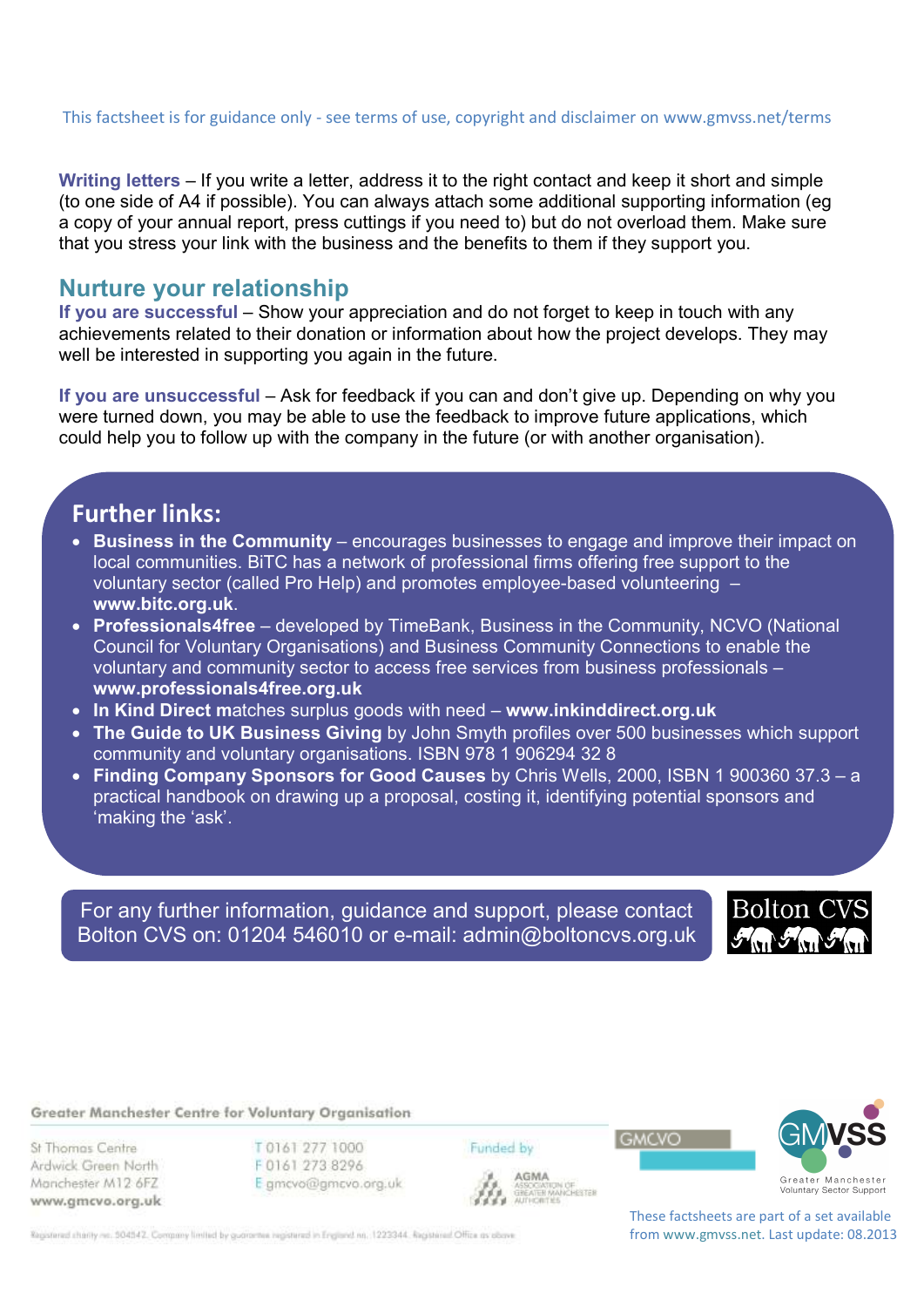This factsheet is for guidance only - see terms of use, copyright and disclaimer on www.gmvss.net/terms

**Writing letters** – If you write a letter, address it to the right contact and keep it short and simple (to one side of A4 if possible). You can always attach some additional supporting information (eg a copy of your annual report, press cuttings if you need to) but do not overload them. Make sure that you stress your link with the business and the benefits to them if they support you.

## Nurture your relationship

**If you are successful** – Show your appreciation and do not forget to keep in touch with any achievements related to their donation or information about how the project develops. They may well be interested in supporting you again in the future.

**If you are unsuccessful** – Ask for feedback if you can and don't give up. Depending on why you were turned down, you may be able to use the feedback to improve future applications, which could help you to follow up with the company in the future (or with another organisation).

## Further links:

- **Business in the Community** – encourages businesses to engage and improve their impact on local communities. BiTC has a network of professional firms offering free support to the voluntary sector (called Pro Help) and promotes employee-based volunteering – **www.bitc.org.uk**.
- **Professionals4free** – developed by TimeBank, Business in the Community, NCVO (National Council for Voluntary Organisations) and Business Community Connections to enable the voluntary and community sector to access free services from business professionals – **www.professionals4free.org.uk**
- **In Kind Direct m**atches surplus goods with need – **www.inkinddirect.org.uk**
- **The Guide to UK Business Giving** by John Smyth profiles over 500 businesses which support community and voluntary organisations. ISBN 978 1 906294 32 8
- **Finding Company Sponsors for Good Causes** by Chris Wells, 2000, ISBN 1 900360 37.3 – a practical handbook on drawing up a proposal, costing it, identifying potential sponsors and 'making the 'ask'.

For any further information, guidance and support, please contact Bolton CVS on: 01204 546010 or e-mail: admin@boltoncvs.org.uk

Bolton CVS

**Greater Manchester Centre for Voluntary Organisation**

St Thomas Centre
Ardwick Green North
Manchester M12 6FZ
**www.gmcvo.org.uk**

T 0161 277 1000
F 0161 273 8296
E gmcvo@gmcvo.org.uk

Funded by

AGMA
Association of Greater Manchester Authorities

GMCVO

GMVSS
Greater Manchester Voluntary Sector Support

Registered charity no. 504542. Company limited by guarantee registered in England no. 1223344. Registered Office as above

These factsheets are part of a set available from www.gmvss.net. Last update: 08.2013